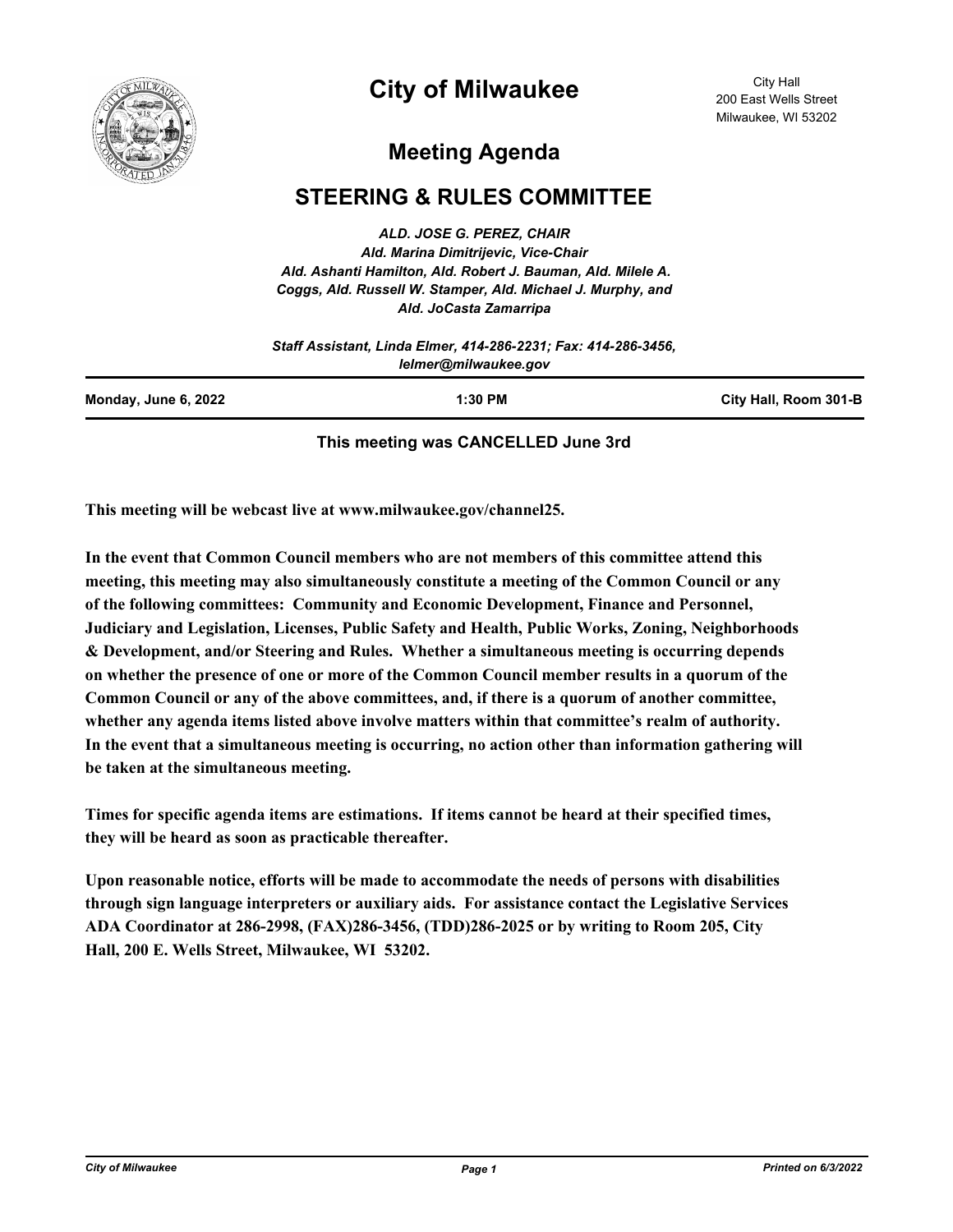# City of Milwaukee

City Hall
200 East Wells Street
Milwaukee, WI 53202

## Meeting Agenda

## STEERING & RULES COMMITTEE

***ALD. JOSE G. PEREZ, CHAIR***
*Ald. Marina Dimitrijevic, Vice-Chair*
*Ald. Ashanti Hamilton, Ald. Robert J. Bauman, Ald. Milele A. Coggs, Ald. Russell W. Stamper, Ald. Michael J. Murphy, and Ald. JoCasta Zamarripa*

*Staff Assistant, Linda Elmer, 414-286-2231; Fax: 414-286-3456, lelmer@milwaukee.gov*

| Monday, June 6, 2022 | 1:30 PM | City Hall, Room 301-B |
|---|---|---|

**This meeting was CANCELLED June 3rd**

**This meeting will be webcast live at www.milwaukee.gov/channel25.**

**In the event that Common Council members who are not members of this committee attend this meeting, this meeting may also simultaneously constitute a meeting of the Common Council or any of the following committees: Community and Economic Development, Finance and Personnel, Judiciary and Legislation, Licenses, Public Safety and Health, Public Works, Zoning, Neighborhoods & Development, and/or Steering and Rules. Whether a simultaneous meeting is occurring depends on whether the presence of one or more of the Common Council member results in a quorum of the Common Council or any of the above committees, and, if there is a quorum of another committee, whether any agenda items listed above involve matters within that committee's realm of authority. In the event that a simultaneous meeting is occurring, no action other than information gathering will be taken at the simultaneous meeting.**

**Times for specific agenda items are estimations. If items cannot be heard at their specified times, they will be heard as soon as practicable thereafter.**

**Upon reasonable notice, efforts will be made to accommodate the needs of persons with disabilities through sign language interpreters or auxiliary aids. For assistance contact the Legislative Services ADA Coordinator at 286-2998, (FAX)286-3456, (TDD)286-2025 or by writing to Room 205, City Hall, 200 E. Wells Street, Milwaukee, WI 53202.**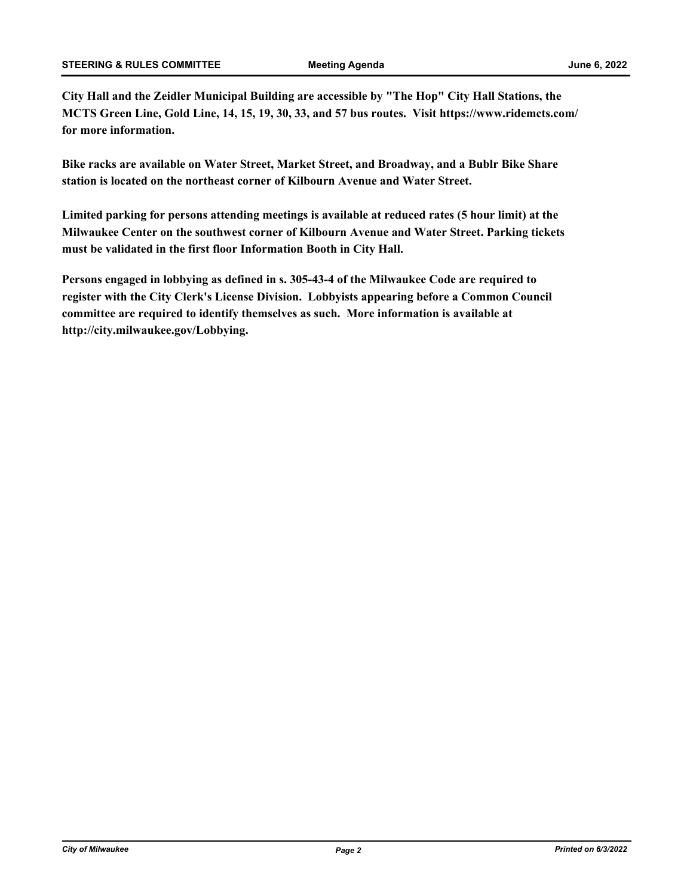**City Hall and the Zeidler Municipal Building are accessible by "The Hop" City Hall Stations, the MCTS Green Line, Gold Line, 14, 15, 19, 30, 33, and 57 bus routes. Visit https://www.ridemcts.com/ for more information.**

**Bike racks are available on Water Street, Market Street, and Broadway, and a Bublr Bike Share station is located on the northeast corner of Kilbourn Avenue and Water Street.**

**Limited parking for persons attending meetings is available at reduced rates (5 hour limit) at the Milwaukee Center on the southwest corner of Kilbourn Avenue and Water Street. Parking tickets must be validated in the first floor Information Booth in City Hall.**

**Persons engaged in lobbying as defined in s. 305-43-4 of the Milwaukee Code are required to register with the City Clerk's License Division. Lobbyists appearing before a Common Council committee are required to identify themselves as such. More information is available at http://city.milwaukee.gov/Lobbying.**